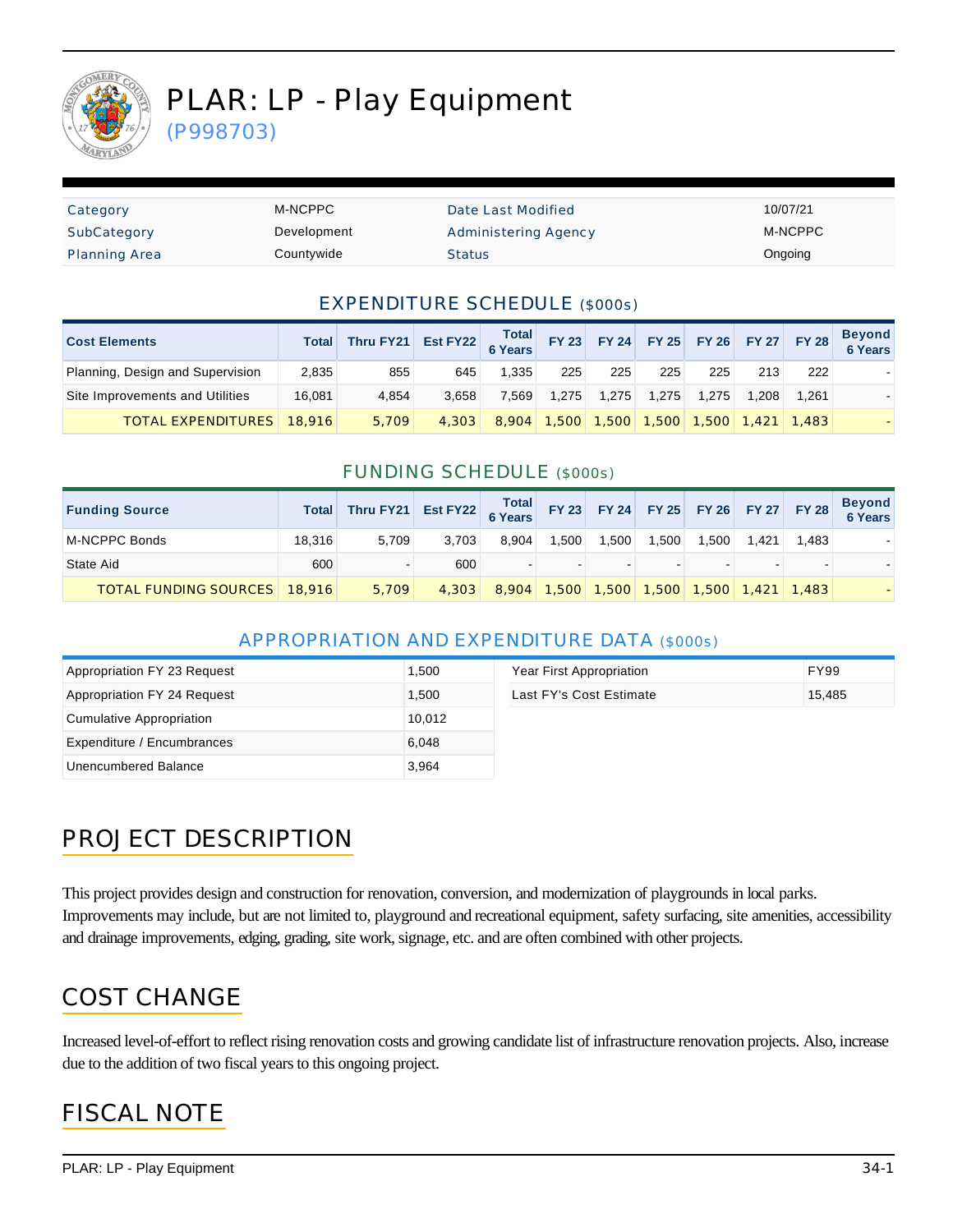# PLAR: LP - Play Equipment

(P998703)

| Category | M-NCPPC | Date Last Modified | 10/07/21 |
|---|---|---|---|
| SubCategory | Development | Administering Agency | M-NCPPC |
| Planning Area | Countywide | Status | Ongoing |

## EXPENDITURE SCHEDULE ($000s)

| Cost Elements | Total | Thru FY21 | Est FY22 | Total 6 Years | FY 23 | FY 24 | FY 25 | FY 26 | FY 27 | FY 28 | Beyond 6 Years |
|---|---|---|---|---|---|---|---|---|---|---|---|
| Planning, Design and Supervision | 2,835 | 855 | 645 | 1,335 | 225 | 225 | 225 | 225 | 213 | 222 | - |
| Site Improvements and Utilities | 16,081 | 4,854 | 3,658 | 7,569 | 1,275 | 1,275 | 1,275 | 1,275 | 1,208 | 1,261 | - |
| TOTAL EXPENDITURES | 18,916 | 5,709 | 4,303 | 8,904 | 1,500 | 1,500 | 1,500 | 1,500 | 1,421 | 1,483 | - |

## FUNDING SCHEDULE ($000s)

| Funding Source | Total | Thru FY21 | Est FY22 | Total 6 Years | FY 23 | FY 24 | FY 25 | FY 26 | FY 27 | FY 28 | Beyond 6 Years |
|---|---|---|---|---|---|---|---|---|---|---|---|
| M-NCPPC Bonds | 18,316 | 5,709 | 3,703 | 8,904 | 1,500 | 1,500 | 1,500 | 1,500 | 1,421 | 1,483 | - |
| State Aid | 600 | - | 600 | - | - | - | - | - | - | - | - |
| TOTAL FUNDING SOURCES | 18,916 | 5,709 | 4,303 | 8,904 | 1,500 | 1,500 | 1,500 | 1,500 | 1,421 | 1,483 | - |

## APPROPRIATION AND EXPENDITURE DATA ($000s)

| Appropriation FY 23 Request | 1,500 |
|---|---|
| Appropriation FY 24 Request | 1,500 |
| Cumulative Appropriation | 10,012 |
| Expenditure / Encumbrances | 6,048 |
| Unencumbered Balance | 3,964 |

| Year First Appropriation | FY99 |
|---|---|
| Last FY's Cost Estimate | 15,485 |

## PROJECT DESCRIPTION

This project provides design and construction for renovation, conversion, and modernization of playgrounds in local parks. Improvements may include, but are not limited to, playground and recreational equipment, safety surfacing, site amenities, accessibility and drainage improvements, edging, grading, site work, signage, etc. and are often combined with other projects.

## COST CHANGE

Increased level-of-effort to reflect rising renovation costs and growing candidate list of infrastructure renovation projects. Also, increase due to the addition of two fiscal years to this ongoing project.

## FISCAL NOTE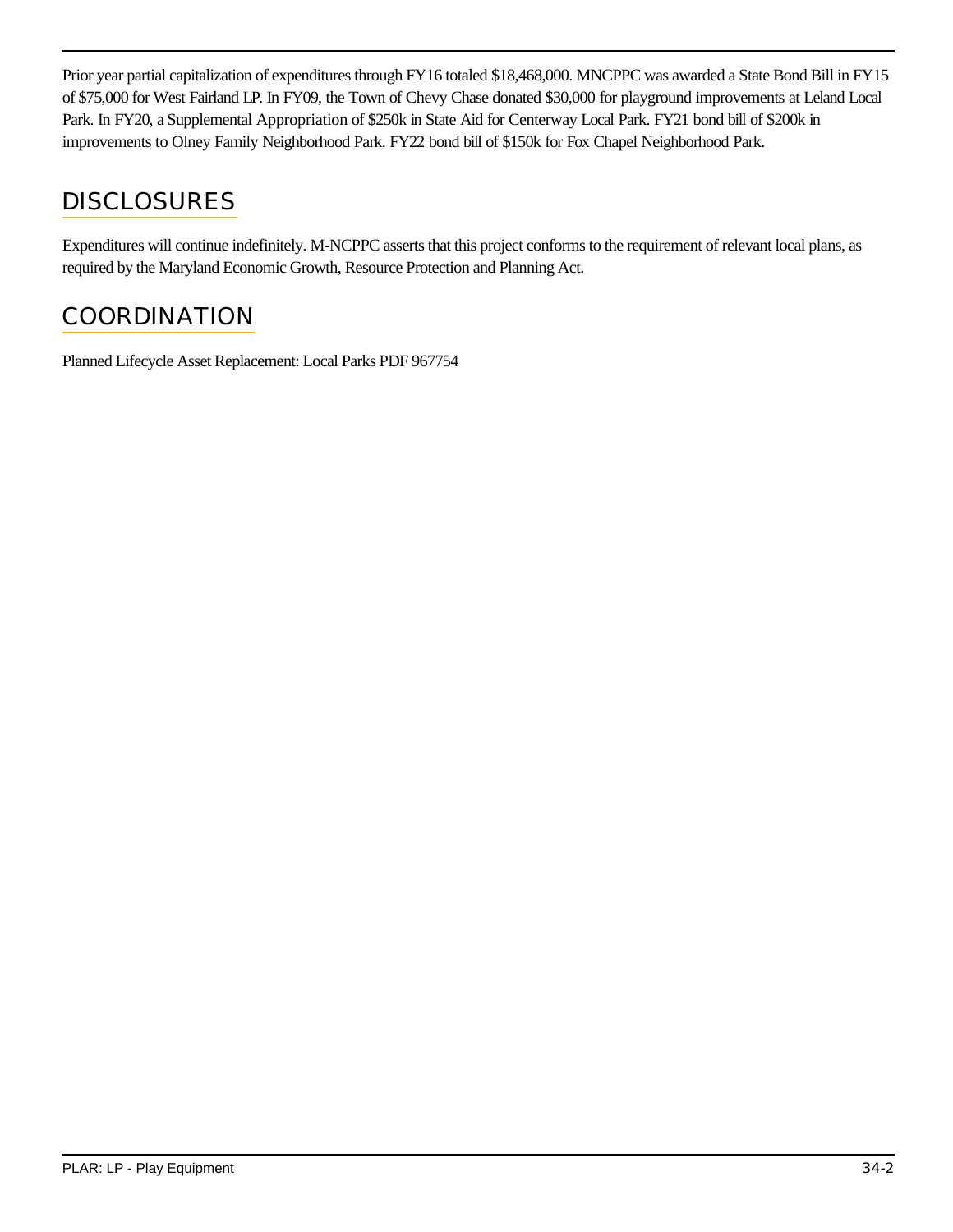Prior year partial capitalization of expenditures through FY16 totaled $18,468,000. MNCPPC was awarded a State Bond Bill in FY15 of $75,000 for West Fairland LP. In FY09, the Town of Chevy Chase donated $30,000 for playground improvements at Leland Local Park. In FY20, a Supplemental Appropriation of $250k in State Aid for Centerway Local Park. FY21 bond bill of $200k in improvements to Olney Family Neighborhood Park. FY22 bond bill of $150k for Fox Chapel Neighborhood Park.

## DISCLOSURES

Expenditures will continue indefinitely. M-NCPPC asserts that this project conforms to the requirement of relevant local plans, as required by the Maryland Economic Growth, Resource Protection and Planning Act.

## COORDINATION

Planned Lifecycle Asset Replacement: Local Parks PDF 967754